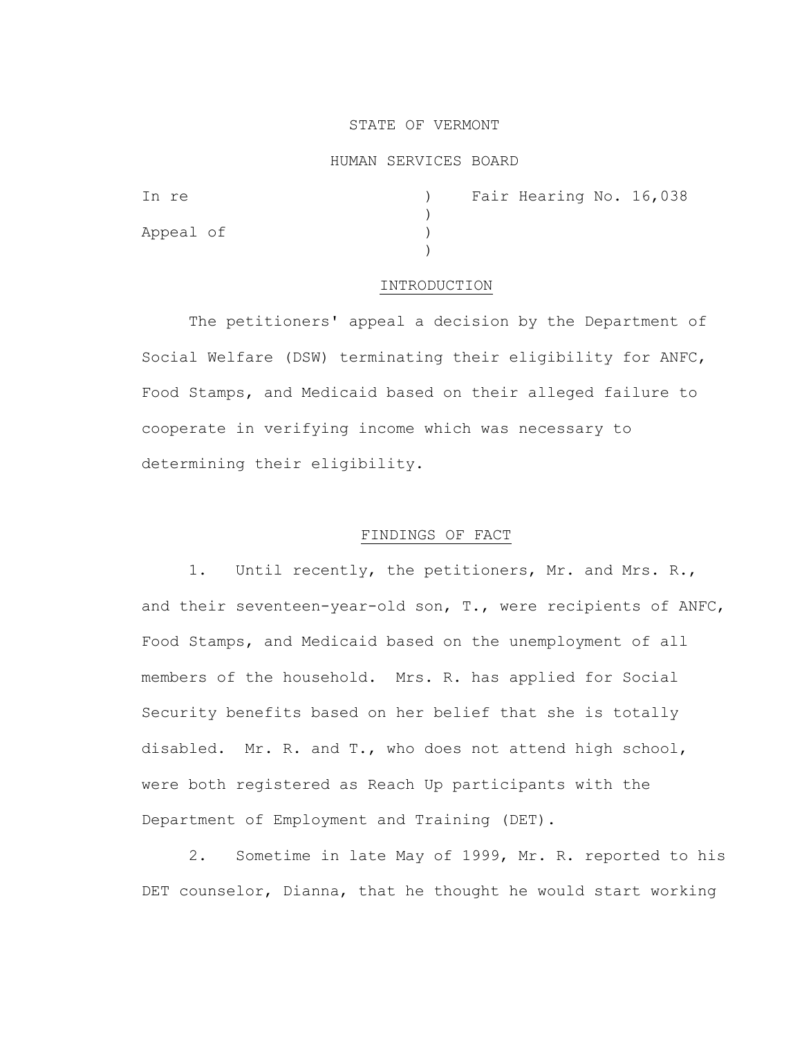STATE OF VERMONT

HUMAN SERVICES BOARD

In re ) Fair Hearing No. 16,038
)
Appeal of )
)

## INTRODUCTION

The petitioners' appeal a decision by the Department of Social Welfare (DSW) terminating their eligibility for ANFC, Food Stamps, and Medicaid based on their alleged failure to cooperate in verifying income which was necessary to determining their eligibility.

## FINDINGS OF FACT

1. Until recently, the petitioners, Mr. and Mrs. R., and their seventeen-year-old son, T., were recipients of ANFC, Food Stamps, and Medicaid based on the unemployment of all members of the household. Mrs. R. has applied for Social Security benefits based on her belief that she is totally disabled. Mr. R. and T., who does not attend high school, were both registered as Reach Up participants with the Department of Employment and Training (DET).

2. Sometime in late May of 1999, Mr. R. reported to his DET counselor, Dianna, that he thought he would start working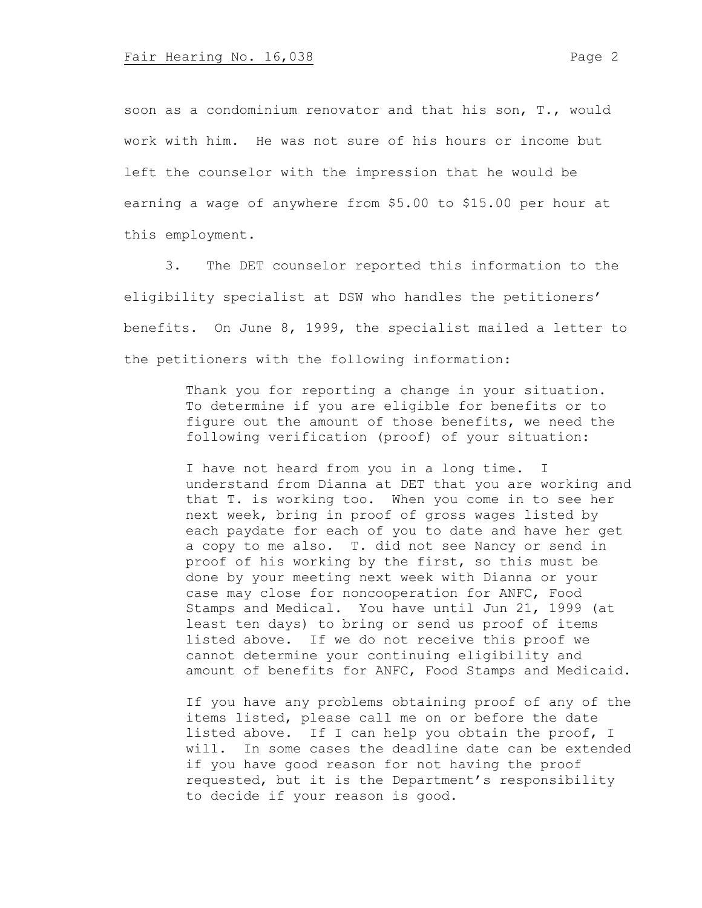soon as a condominium renovator and that his son, T., would work with him. He was not sure of his hours or income but left the counselor with the impression that he would be earning a wage of anywhere from $5.00 to $15.00 per hour at this employment.

3. The DET counselor reported this information to the eligibility specialist at DSW who handles the petitioners' benefits. On June 8, 1999, the specialist mailed a letter to the petitioners with the following information:

> Thank you for reporting a change in your situation. To determine if you are eligible for benefits or to figure out the amount of those benefits, we need the following verification (proof) of your situation:
>
> I have not heard from you in a long time. I understand from Dianna at DET that you are working and that T. is working too. When you come in to see her next week, bring in proof of gross wages listed by each paydate for each of you to date and have her get a copy to me also. T. did not see Nancy or send in proof of his working by the first, so this must be done by your meeting next week with Dianna or your case may close for noncooperation for ANFC, Food Stamps and Medical. You have until Jun 21, 1999 (at least ten days) to bring or send us proof of items listed above. If we do not receive this proof we cannot determine your continuing eligibility and amount of benefits for ANFC, Food Stamps and Medicaid.
>
> If you have any problems obtaining proof of any of the items listed, please call me on or before the date listed above. If I can help you obtain the proof, I will. In some cases the deadline date can be extended if you have good reason for not having the proof requested, but it is the Department's responsibility to decide if your reason is good.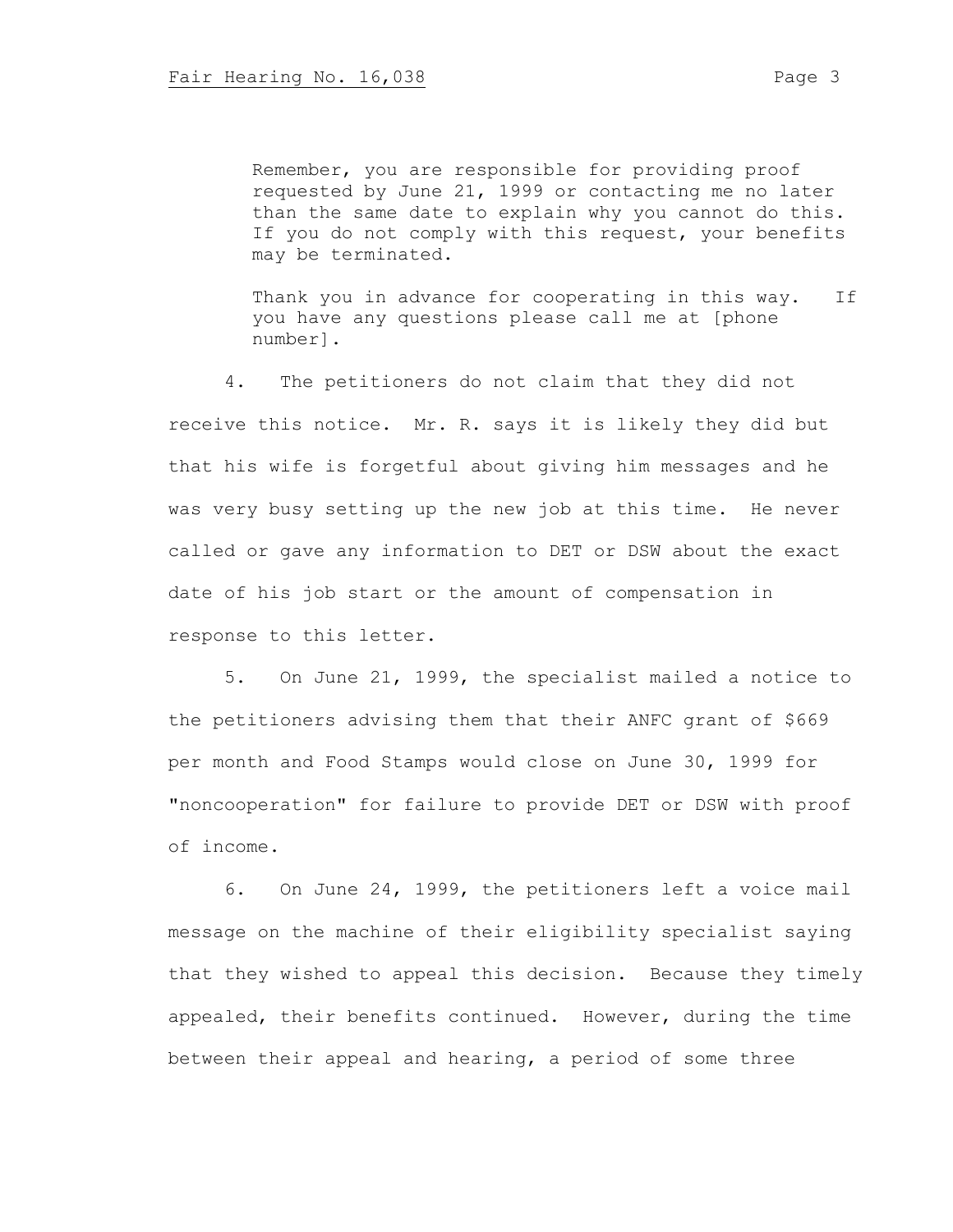> Remember, you are responsible for providing proof requested by June 21, 1999 or contacting me no later than the same date to explain why you cannot do this. If you do not comply with this request, your benefits may be terminated.
>
> Thank you in advance for cooperating in this way. If you have any questions please call me at [phone number].

4. The petitioners do not claim that they did not receive this notice. Mr. R. says it is likely they did but that his wife is forgetful about giving him messages and he was very busy setting up the new job at this time. He never called or gave any information to DET or DSW about the exact date of his job start or the amount of compensation in response to this letter.

5. On June 21, 1999, the specialist mailed a notice to the petitioners advising them that their ANFC grant of $669 per month and Food Stamps would close on June 30, 1999 for "noncooperation" for failure to provide DET or DSW with proof of income.

6. On June 24, 1999, the petitioners left a voice mail message on the machine of their eligibility specialist saying that they wished to appeal this decision. Because they timely appealed, their benefits continued. However, during the time between their appeal and hearing, a period of some three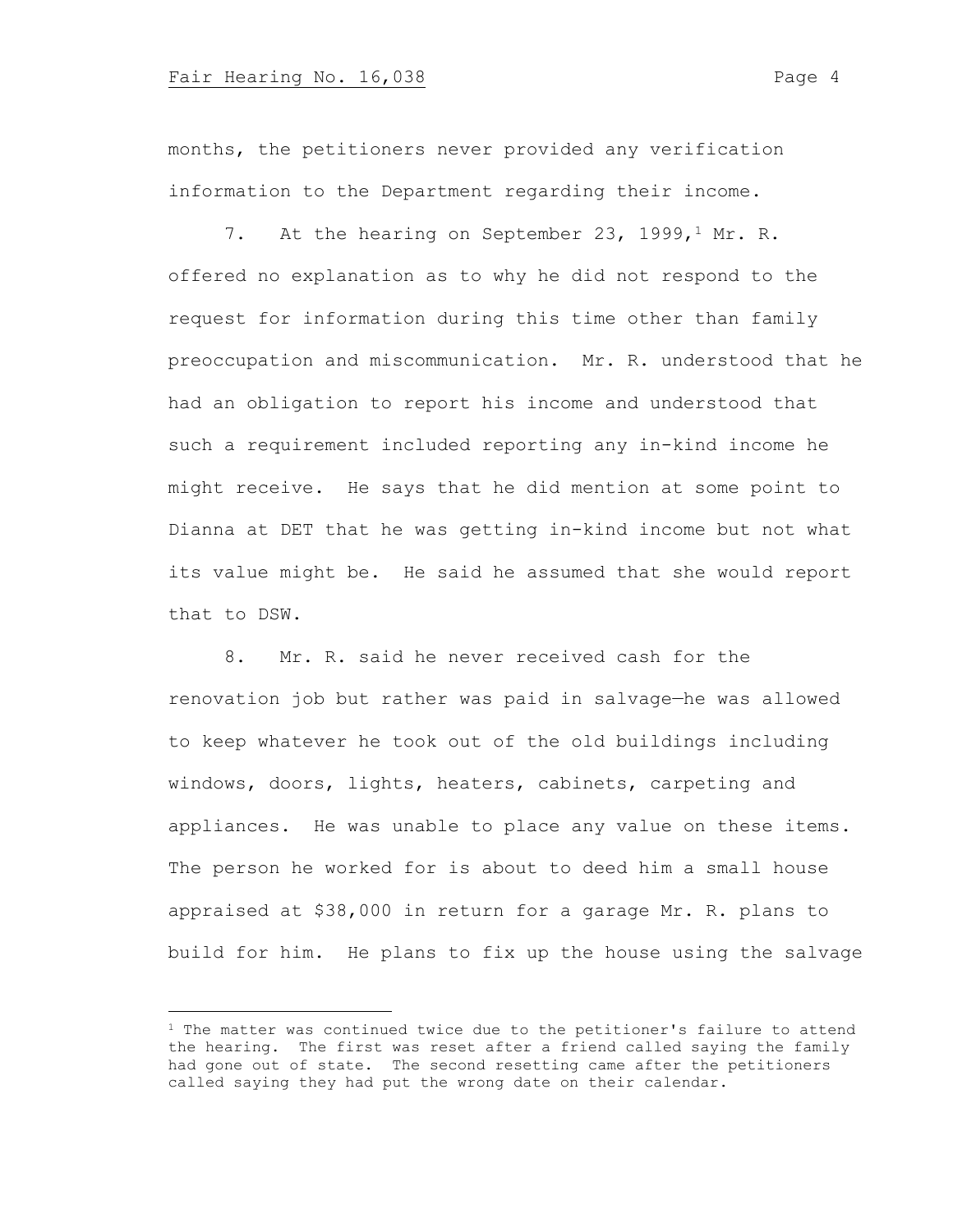months, the petitioners never provided any verification information to the Department regarding their income.

7. At the hearing on September 23, 1999,[1] Mr. R. offered no explanation as to why he did not respond to the request for information during this time other than family preoccupation and miscommunication. Mr. R. understood that he had an obligation to report his income and understood that such a requirement included reporting any in-kind income he might receive. He says that he did mention at some point to Dianna at DET that he was getting in-kind income but not what its value might be. He said he assumed that she would report that to DSW.

8. Mr. R. said he never received cash for the renovation job but rather was paid in salvage—he was allowed to keep whatever he took out of the old buildings including windows, doors, lights, heaters, cabinets, carpeting and appliances. He was unable to place any value on these items. The person he worked for is about to deed him a small house appraised at $38,000 in return for a garage Mr. R. plans to build for him. He plans to fix up the house using the salvage

---

[1] The matter was continued twice due to the petitioner's failure to attend the hearing. The first was reset after a friend called saying the family had gone out of state. The second resetting came after the petitioners called saying they had put the wrong date on their calendar.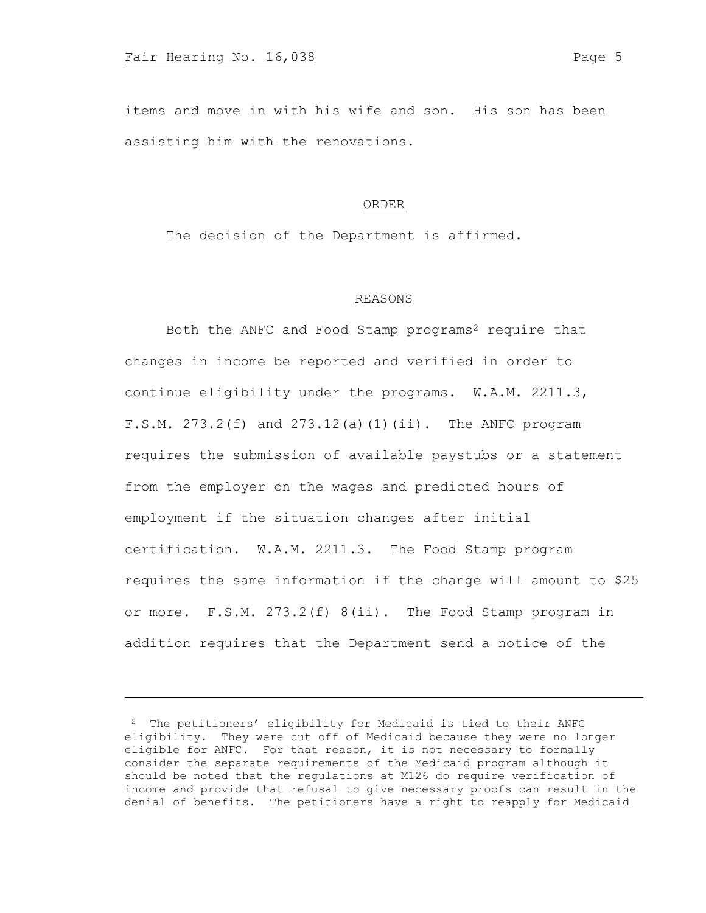items and move in with his wife and son. His son has been assisting him with the renovations.

## ORDER

The decision of the Department is affirmed.

## REASONS

Both the ANFC and Food Stamp programs[2] require that changes in income be reported and verified in order to continue eligibility under the programs. W.A.M. 2211.3, F.S.M. 273.2(f) and 273.12(a)(1)(ii). The ANFC program requires the submission of available paystubs or a statement from the employer on the wages and predicted hours of employment if the situation changes after initial certification. W.A.M. 2211.3. The Food Stamp program requires the same information if the change will amount to $25 or more. F.S.M. 273.2(f) 8(ii). The Food Stamp program in addition requires that the Department send a notice of the

---

[2] The petitioners' eligibility for Medicaid is tied to their ANFC eligibility. They were cut off of Medicaid because they were no longer eligible for ANFC. For that reason, it is not necessary to formally consider the separate requirements of the Medicaid program although it should be noted that the regulations at M126 do require verification of income and provide that refusal to give necessary proofs can result in the denial of benefits. The petitioners have a right to reapply for Medicaid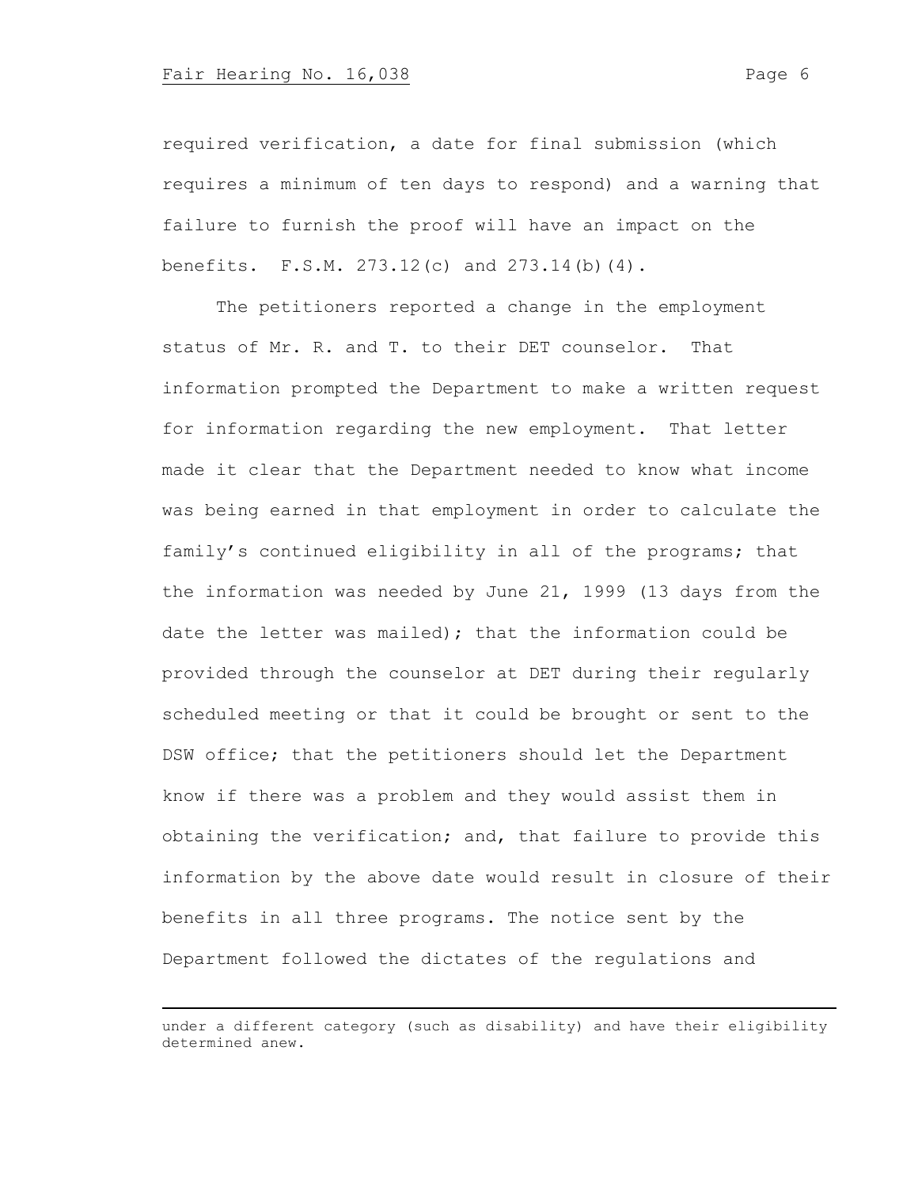required verification, a date for final submission (which requires a minimum of ten days to respond) and a warning that failure to furnish the proof will have an impact on the benefits. F.S.M. 273.12(c) and 273.14(b)(4).

The petitioners reported a change in the employment status of Mr. R. and T. to their DET counselor. That information prompted the Department to make a written request for information regarding the new employment. That letter made it clear that the Department needed to know what income was being earned in that employment in order to calculate the family's continued eligibility in all of the programs; that the information was needed by June 21, 1999 (13 days from the date the letter was mailed); that the information could be provided through the counselor at DET during their regularly scheduled meeting or that it could be brought or sent to the DSW office; that the petitioners should let the Department know if there was a problem and they would assist them in obtaining the verification; and, that failure to provide this information by the above date would result in closure of their benefits in all three programs. The notice sent by the Department followed the dictates of the regulations and

---

under a different category (such as disability) and have their eligibility determined anew.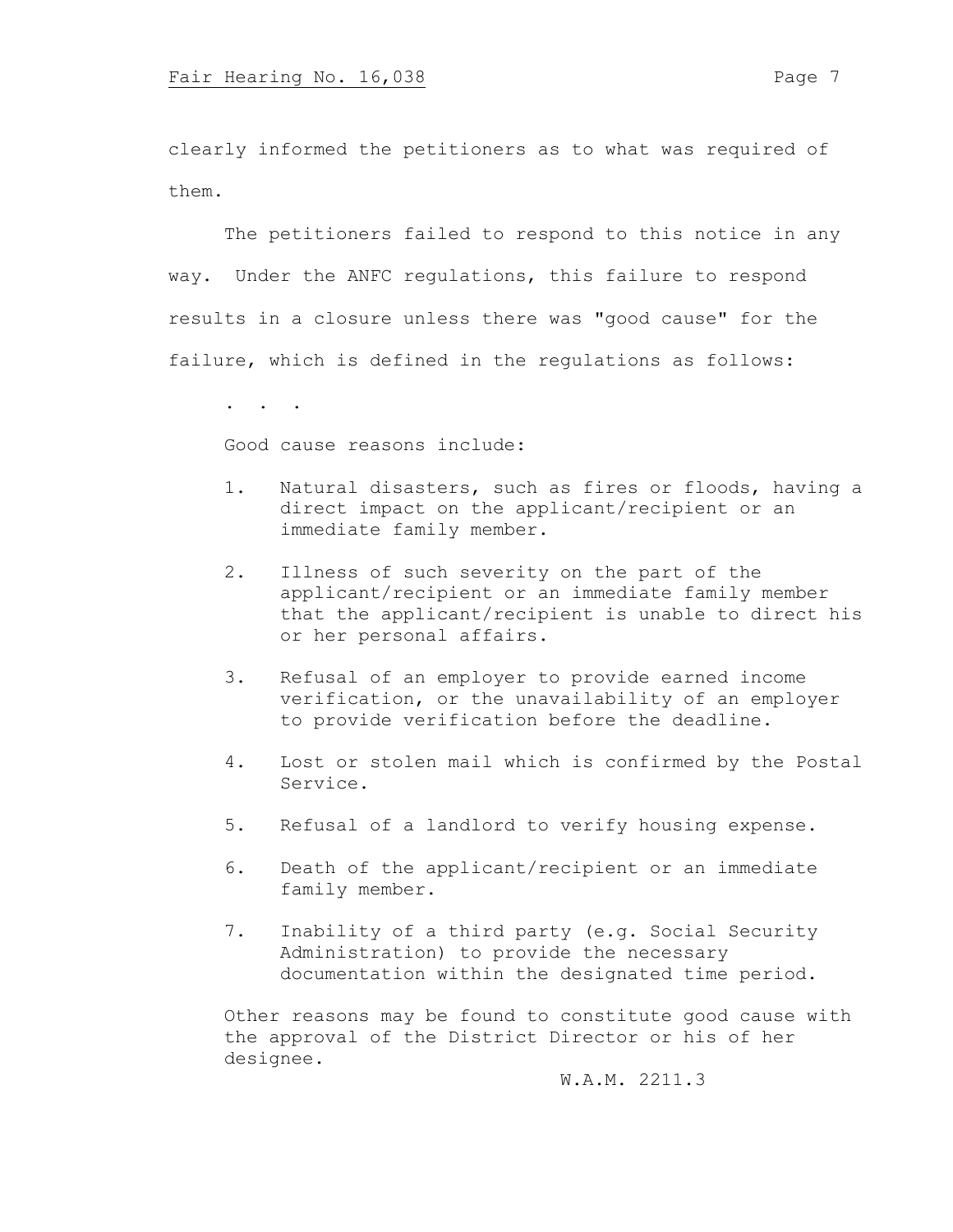clearly informed the petitioners as to what was required of them.

The petitioners failed to respond to this notice in any way. Under the ANFC regulations, this failure to respond results in a closure unless there was "good cause" for the failure, which is defined in the regulations as follows:

> . . .
>
> Good cause reasons include:
>
> 1. Natural disasters, such as fires or floods, having a direct impact on the applicant/recipient or an immediate family member.
> 2. Illness of such severity on the part of the applicant/recipient or an immediate family member that the applicant/recipient is unable to direct his or her personal affairs.
> 3. Refusal of an employer to provide earned income verification, or the unavailability of an employer to provide verification before the deadline.
> 4. Lost or stolen mail which is confirmed by the Postal Service.
> 5. Refusal of a landlord to verify housing expense.
> 6. Death of the applicant/recipient or an immediate family member.
> 7. Inability of a third party (e.g. Social Security Administration) to provide the necessary documentation within the designated time period.
>
> Other reasons may be found to constitute good cause with the approval of the District Director or his of her designee.
>
> W.A.M. 2211.3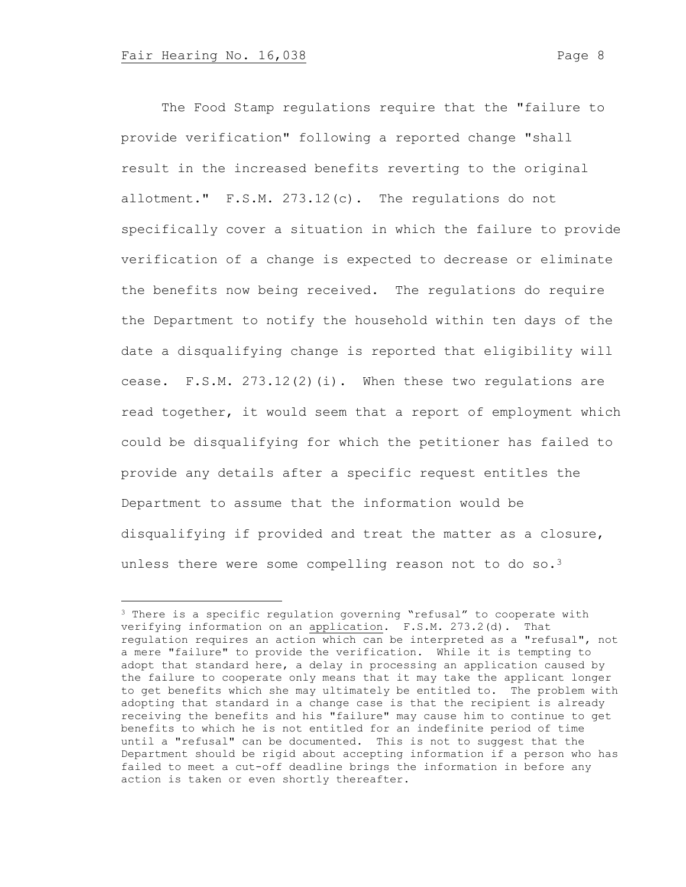The Food Stamp regulations require that the "failure to provide verification" following a reported change "shall result in the increased benefits reverting to the original allotment." F.S.M. 273.12(c). The regulations do not specifically cover a situation in which the failure to provide verification of a change is expected to decrease or eliminate the benefits now being received. The regulations do require the Department to notify the household within ten days of the date a disqualifying change is reported that eligibility will cease. F.S.M. 273.12(2)(i). When these two regulations are read together, it would seem that a report of employment which could be disqualifying for which the petitioner has failed to provide any details after a specific request entitles the Department to assume that the information would be disqualifying if provided and treat the matter as a closure, unless there were some compelling reason not to do so.[3]

---

[3] There is a specific regulation governing "refusal" to cooperate with verifying information on an application. F.S.M. 273.2(d). That regulation requires an action which can be interpreted as a "refusal", not a mere "failure" to provide the verification. While it is tempting to adopt that standard here, a delay in processing an application caused by the failure to cooperate only means that it may take the applicant longer to get benefits which she may ultimately be entitled to. The problem with adopting that standard in a change case is that the recipient is already receiving the benefits and his "failure" may cause him to continue to get benefits to which he is not entitled for an indefinite period of time until a "refusal" can be documented. This is not to suggest that the Department should be rigid about accepting information if a person who has failed to meet a cut-off deadline brings the information in before any action is taken or even shortly thereafter.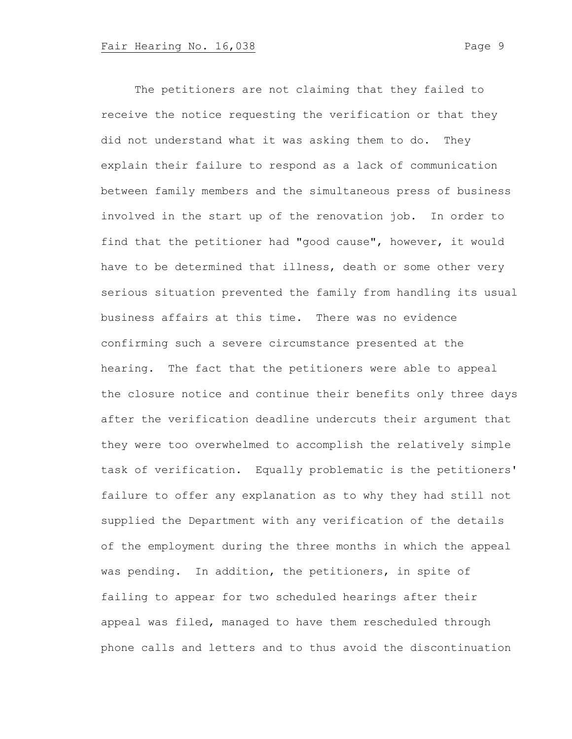The petitioners are not claiming that they failed to receive the notice requesting the verification or that they did not understand what it was asking them to do. They explain their failure to respond as a lack of communication between family members and the simultaneous press of business involved in the start up of the renovation job. In order to find that the petitioner had "good cause", however, it would have to be determined that illness, death or some other very serious situation prevented the family from handling its usual business affairs at this time. There was no evidence confirming such a severe circumstance presented at the hearing. The fact that the petitioners were able to appeal the closure notice and continue their benefits only three days after the verification deadline undercuts their argument that they were too overwhelmed to accomplish the relatively simple task of verification. Equally problematic is the petitioners' failure to offer any explanation as to why they had still not supplied the Department with any verification of the details of the employment during the three months in which the appeal was pending. In addition, the petitioners, in spite of failing to appear for two scheduled hearings after their appeal was filed, managed to have them rescheduled through phone calls and letters and to thus avoid the discontinuation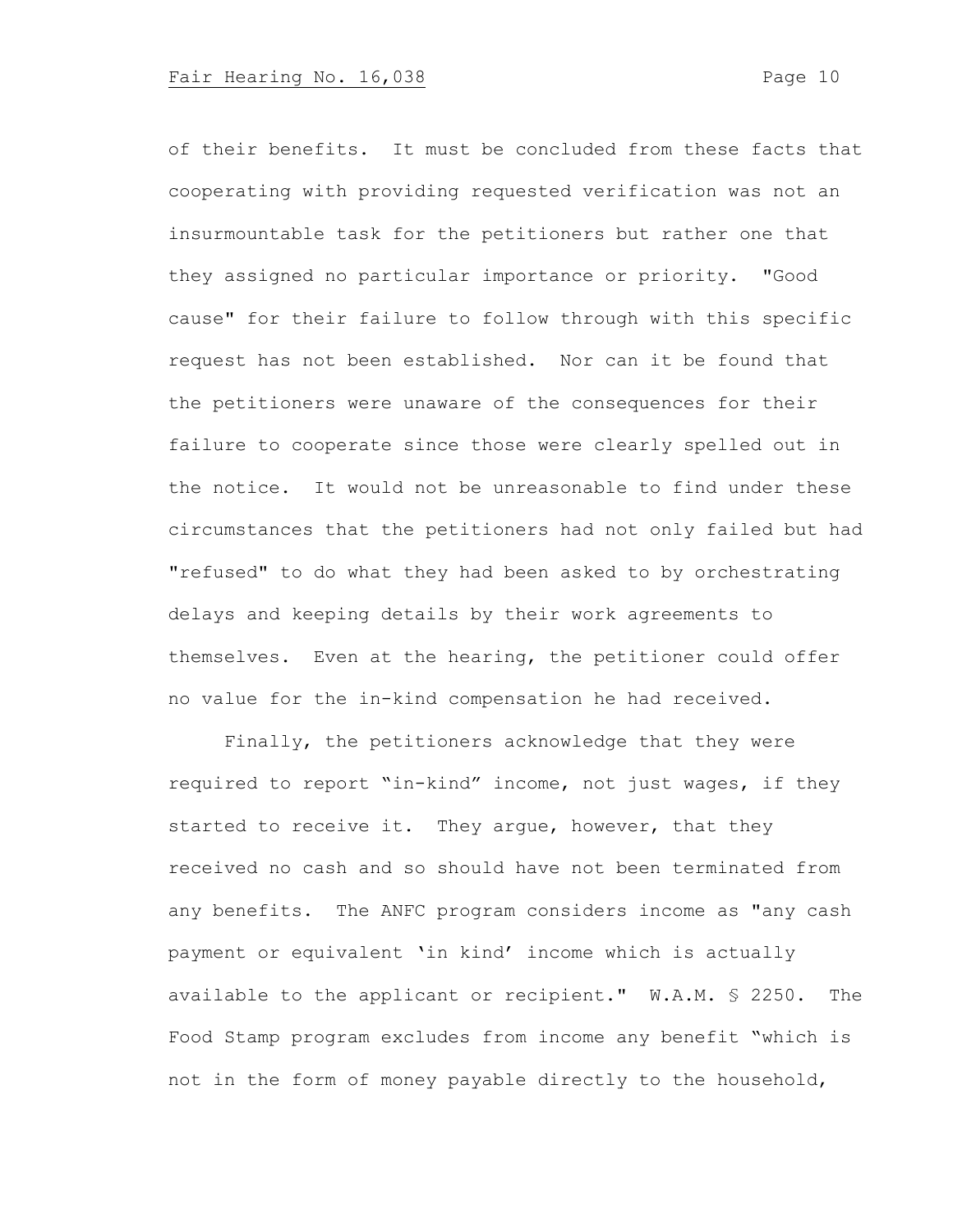of their benefits. It must be concluded from these facts that cooperating with providing requested verification was not an insurmountable task for the petitioners but rather one that they assigned no particular importance or priority. "Good cause" for their failure to follow through with this specific request has not been established. Nor can it be found that the petitioners were unaware of the consequences for their failure to cooperate since those were clearly spelled out in the notice. It would not be unreasonable to find under these circumstances that the petitioners had not only failed but had "refused" to do what they had been asked to by orchestrating delays and keeping details by their work agreements to themselves. Even at the hearing, the petitioner could offer no value for the in-kind compensation he had received.

Finally, the petitioners acknowledge that they were required to report "in-kind" income, not just wages, if they started to receive it. They argue, however, that they received no cash and so should have not been terminated from any benefits. The ANFC program considers income as "any cash payment or equivalent 'in kind' income which is actually available to the applicant or recipient." W.A.M. § 2250. The Food Stamp program excludes from income any benefit "which is not in the form of money payable directly to the household,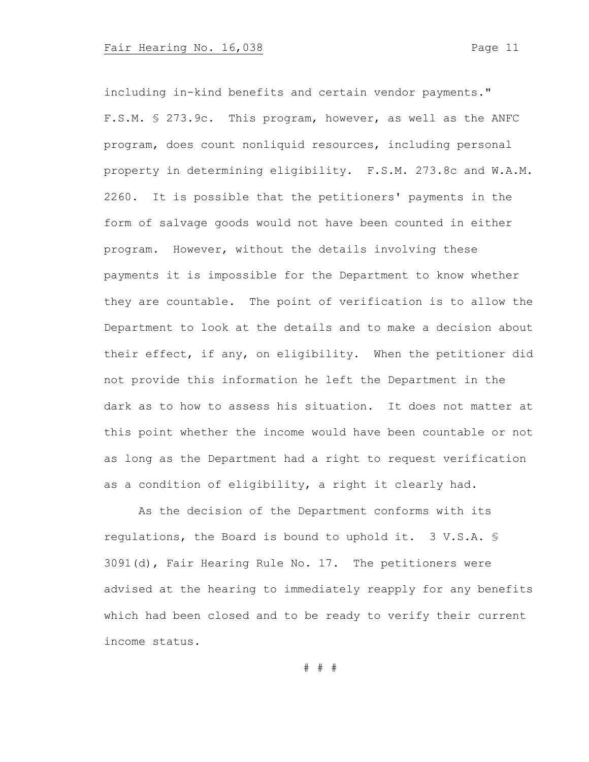including in-kind benefits and certain vendor payments." F.S.M. § 273.9c. This program, however, as well as the ANFC program, does count nonliquid resources, including personal property in determining eligibility. F.S.M. 273.8c and W.A.M. 2260. It is possible that the petitioners' payments in the form of salvage goods would not have been counted in either program. However, without the details involving these payments it is impossible for the Department to know whether they are countable. The point of verification is to allow the Department to look at the details and to make a decision about their effect, if any, on eligibility. When the petitioner did not provide this information he left the Department in the dark as to how to assess his situation. It does not matter at this point whether the income would have been countable or not as long as the Department had a right to request verification as a condition of eligibility, a right it clearly had.

As the decision of the Department conforms with its regulations, the Board is bound to uphold it. 3 V.S.A. § 3091(d), Fair Hearing Rule No. 17. The petitioners were advised at the hearing to immediately reapply for any benefits which had been closed and to be ready to verify their current income status.

# # #